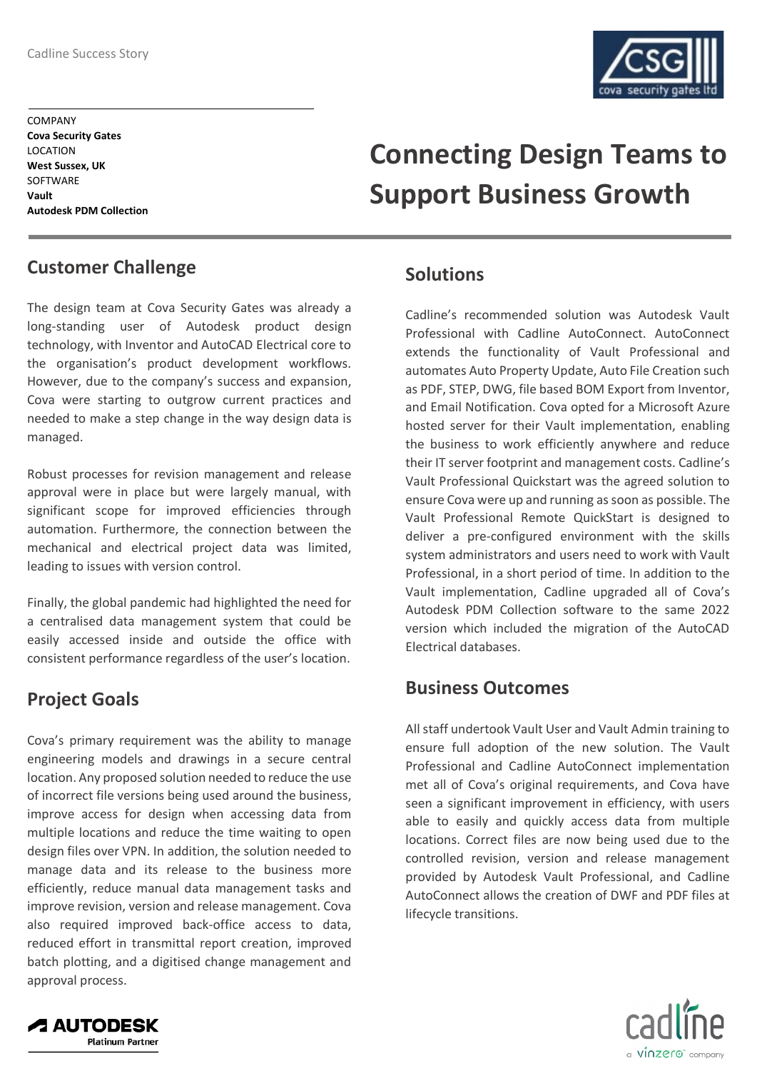Cadline Success Story

COMPANY
**Cova Security Gates**
LOCATION
**West Sussex, UK**
SOFTWARE
**Vault**
**Autodesk PDM Collection**

# Connecting Design Teams to Support Business Growth

## Customer Challenge

The design team at Cova Security Gates was already a long-standing user of Autodesk product design technology, with Inventor and AutoCAD Electrical core to the organisation's product development workflows. However, due to the company's success and expansion, Cova were starting to outgrow current practices and needed to make a step change in the way design data is managed.

Robust processes for revision management and release approval were in place but were largely manual, with significant scope for improved efficiencies through automation. Furthermore, the connection between the mechanical and electrical project data was limited, leading to issues with version control.

Finally, the global pandemic had highlighted the need for a centralised data management system that could be easily accessed inside and outside the office with consistent performance regardless of the user's location.

## Project Goals

Cova's primary requirement was the ability to manage engineering models and drawings in a secure central location. Any proposed solution needed to reduce the use of incorrect file versions being used around the business, improve access for design when accessing data from multiple locations and reduce the time waiting to open design files over VPN. In addition, the solution needed to manage data and its release to the business more efficiently, reduce manual data management tasks and improve revision, version and release management. Cova also required improved back-office access to data, reduced effort in transmittal report creation, improved batch plotting, and a digitised change management and approval process.

## Solutions

Cadline's recommended solution was Autodesk Vault Professional with Cadline AutoConnect. AutoConnect extends the functionality of Vault Professional and automates Auto Property Update, Auto File Creation such as PDF, STEP, DWG, file based BOM Export from Inventor, and Email Notification. Cova opted for a Microsoft Azure hosted server for their Vault implementation, enabling the business to work efficiently anywhere and reduce their IT server footprint and management costs. Cadline's Vault Professional Quickstart was the agreed solution to ensure Cova were up and running as soon as possible. The Vault Professional Remote QuickStart is designed to deliver a pre-configured environment with the skills system administrators and users need to work with Vault Professional, in a short period of time. In addition to the Vault implementation, Cadline upgraded all of Cova's Autodesk PDM Collection software to the same 2022 version which included the migration of the AutoCAD Electrical databases.

## Business Outcomes

All staff undertook Vault User and Vault Admin training to ensure full adoption of the new solution. The Vault Professional and Cadline AutoConnect implementation met all of Cova's original requirements, and Cova have seen a significant improvement in efficiency, with users able to easily and quickly access data from multiple locations. Correct files are now being used due to the controlled revision, version and release management provided by Autodesk Vault Professional, and Cadline AutoConnect allows the creation of DWF and PDF files at lifecycle transitions.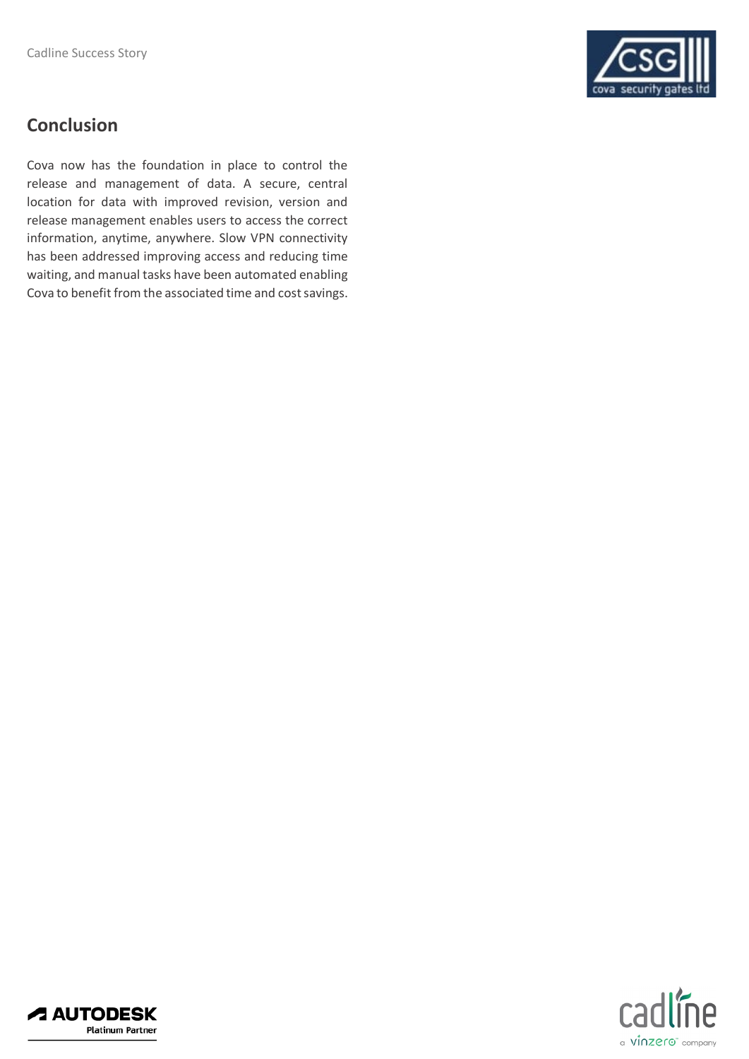## Conclusion

Cova now has the foundation in place to control the release and management of data. A secure, central location for data with improved revision, version and release management enables users to access the correct information, anytime, anywhere. Slow VPN connectivity has been addressed improving access and reducing time waiting, and manual tasks have been automated enabling Cova to benefit from the associated time and cost savings.